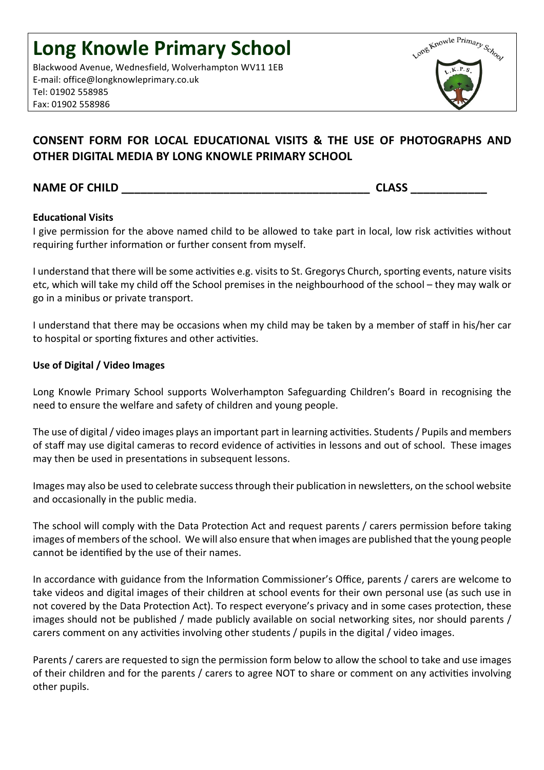# Long Knowle Primary School

Blackwood Avenue, Wednesfield, Wolverhampton WV11 1EB
E-mail: office@longknowleprimary.co.uk
Tel: 01902 558985
Fax: 01902 558986

## CONSENT FORM FOR LOCAL EDUCATIONAL VISITS & THE USE OF PHOTOGRAPHS AND OTHER DIGITAL MEDIA BY LONG KNOWLE PRIMARY SCHOOL

**NAME OF CHILD \_\_\_\_\_\_\_\_\_\_\_\_\_\_\_\_\_\_\_\_\_\_\_\_\_\_\_\_\_\_\_\_\_\_\_\_\_\_\_ CLASS \_\_\_\_\_\_\_\_\_\_\_\_**

**Educational Visits**

I give permission for the above named child to be allowed to take part in local, low risk activities without requiring further information or further consent from myself.

I understand that there will be some activities e.g. visits to St. Gregorys Church, sporting events, nature visits etc, which will take my child off the School premises in the neighbourhood of the school – they may walk or go in a minibus or private transport.

I understand that there may be occasions when my child may be taken by a member of staff in his/her car to hospital or sporting fixtures and other activities.

**Use of Digital / Video Images**

Long Knowle Primary School supports Wolverhampton Safeguarding Children's Board in recognising the need to ensure the welfare and safety of children and young people.

The use of digital / video images plays an important part in learning activities. Students / Pupils and members of staff may use digital cameras to record evidence of activities in lessons and out of school. These images may then be used in presentations in subsequent lessons.

Images may also be used to celebrate success through their publication in newsletters, on the school website and occasionally in the public media.

The school will comply with the Data Protection Act and request parents / carers permission before taking images of members of the school. We will also ensure that when images are published that the young people cannot be identified by the use of their names.

In accordance with guidance from the Information Commissioner's Office, parents / carers are welcome to take videos and digital images of their children at school events for their own personal use (as such use in not covered by the Data Protection Act). To respect everyone's privacy and in some cases protection, these images should not be published / made publicly available on social networking sites, nor should parents / carers comment on any activities involving other students / pupils in the digital / video images.

Parents / carers are requested to sign the permission form below to allow the school to take and use images of their children and for the parents / carers to agree NOT to share or comment on any activities involving other pupils.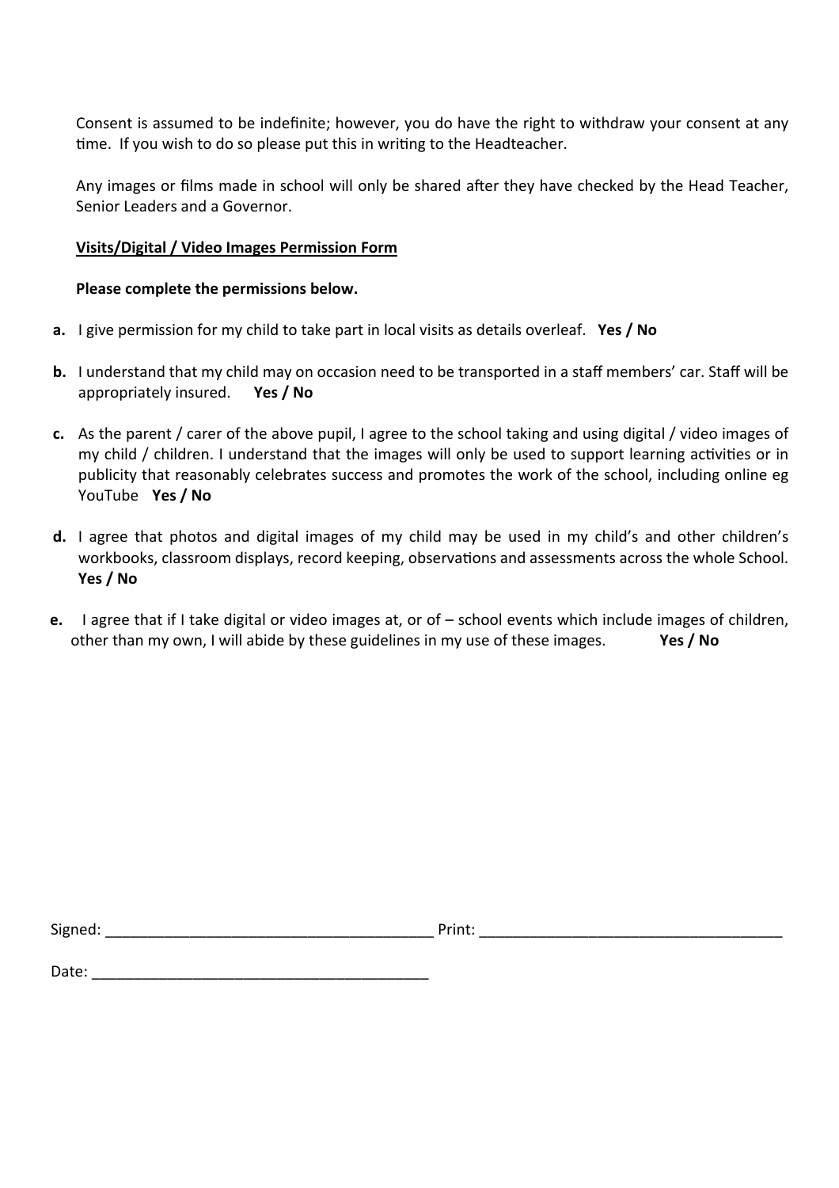Consent is assumed to be indefinite; however, you do have the right to withdraw your consent at any time. If you wish to do so please put this in writing to the Headteacher.

Any images or films made in school will only be shared after they have checked by the Head Teacher, Senior Leaders and a Governor.

**Visits/Digital / Video Images Permission Form**

**Please complete the permissions below.**

**a.** I give permission for my child to take part in local visits as details overleaf. **Yes / No**

**b.** I understand that my child may on occasion need to be transported in a staff members' car. Staff will be appropriately insured. **Yes / No**

**c.** As the parent / carer of the above pupil, I agree to the school taking and using digital / video images of my child / children. I understand that the images will only be used to support learning activities or in publicity that reasonably celebrates success and promotes the work of the school, including online eg YouTube **Yes / No**

**d.** I agree that photos and digital images of my child may be used in my child's and other children's workbooks, classroom displays, record keeping, observations and assessments across the whole School. **Yes / No**

**e.** I agree that if I take digital or video images at, or of – school events which include images of children, other than my own, I will abide by these guidelines in my use of these images. **Yes / No**

Signed: ________________________________________ Print: ____________________________________

Date: __________________________________________